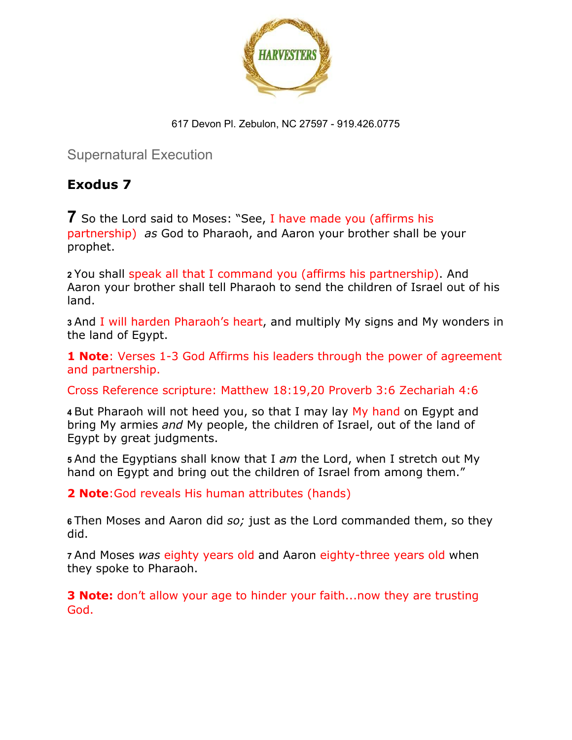HARVESTERS

617 Devon Pl. Zebulon, NC 27597 - 919.426.0775

## Supernatural Execution

### Exodus 7

**7** So the Lord said to Moses: "See, I have made you (affirms his partnership) *as* God to Pharaoh, and Aaron your brother shall be your prophet.

**2** You shall speak all that I command you (affirms his partnership). And Aaron your brother shall tell Pharaoh to send the children of Israel out of his land.

**3** And I will harden Pharaoh's heart, and multiply My signs and My wonders in the land of Egypt.

**1 Note**: Verses 1-3 God Affirms his leaders through the power of agreement and partnership.

Cross Reference scripture: Matthew 18:19,20 Proverb 3:6 Zechariah 4:6

**4** But Pharaoh will not heed you, so that I may lay My hand on Egypt and bring My armies *and* My people, the children of Israel, out of the land of Egypt by great judgments.

**5** And the Egyptians shall know that I *am* the Lord, when I stretch out My hand on Egypt and bring out the children of Israel from among them."

**2 Note**:God reveals His human attributes (hands)

**6** Then Moses and Aaron did *so;* just as the Lord commanded them, so they did.

**7** And Moses *was* eighty years old and Aaron eighty-three years old when they spoke to Pharaoh.

**3 Note:** don't allow your age to hinder your faith...now they are trusting God.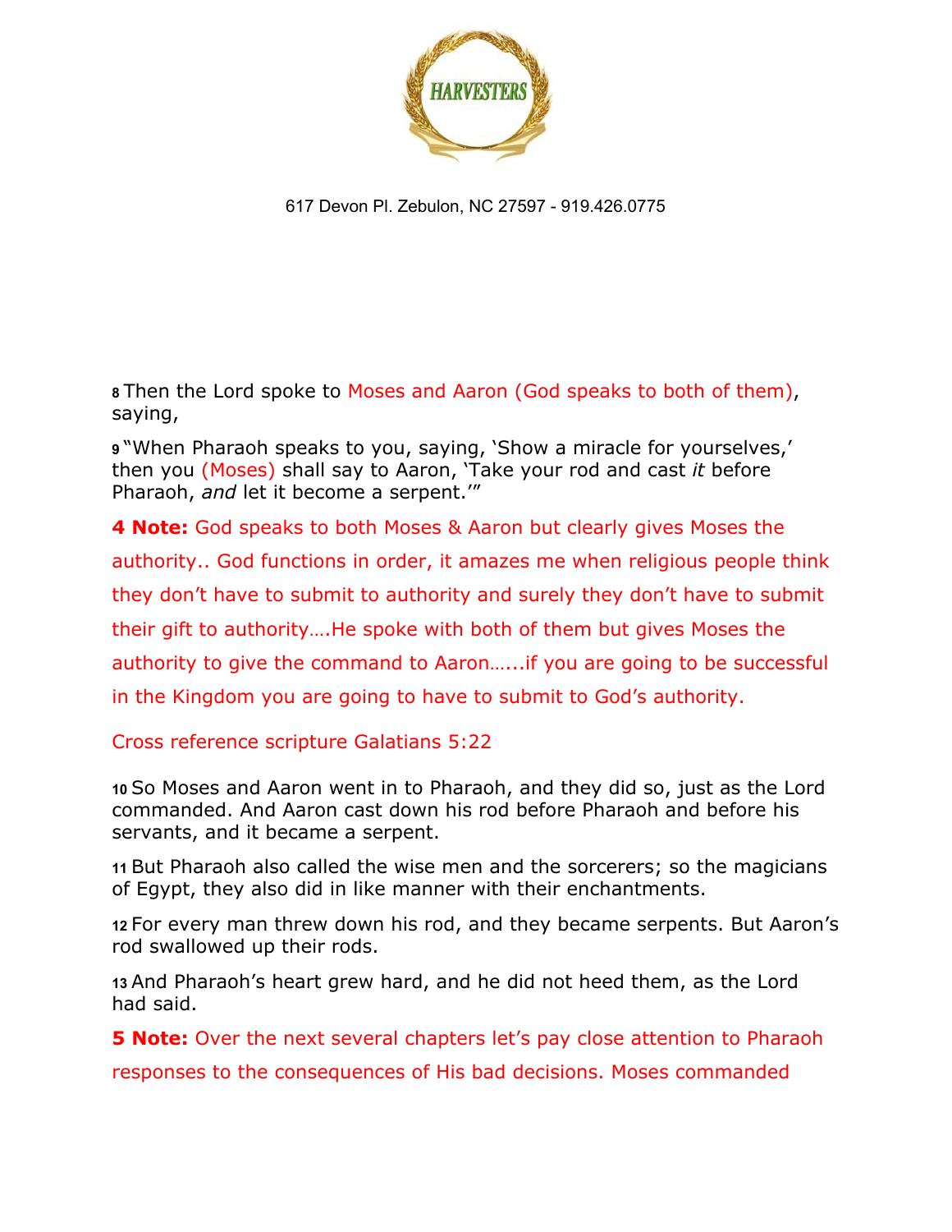617 Devon Pl. Zebulon, NC 27597 - 919.426.0775

**8** Then the Lord spoke to Moses and Aaron (God speaks to both of them), saying,

**9** "When Pharaoh speaks to you, saying, 'Show a miracle for yourselves,' then you (Moses) shall say to Aaron, 'Take your rod and cast *it* before Pharaoh, *and* let it become a serpent.'"

**4 Note:** God speaks to both Moses & Aaron but clearly gives Moses the authority.. God functions in order, it amazes me when religious people think they don't have to submit to authority and surely they don't have to submit their gift to authority….He spoke with both of them but gives Moses the authority to give the command to Aaron…...if you are going to be successful in the Kingdom you are going to have to submit to God's authority.

Cross reference scripture Galatians 5:22

**10** So Moses and Aaron went in to Pharaoh, and they did so, just as the Lord commanded. And Aaron cast down his rod before Pharaoh and before his servants, and it became a serpent.

**11** But Pharaoh also called the wise men and the sorcerers; so the magicians of Egypt, they also did in like manner with their enchantments.

**12** For every man threw down his rod, and they became serpents. But Aaron's rod swallowed up their rods.

**13** And Pharaoh's heart grew hard, and he did not heed them, as the Lord had said.

**5 Note:** Over the next several chapters let's pay close attention to Pharaoh responses to the consequences of His bad decisions. Moses commanded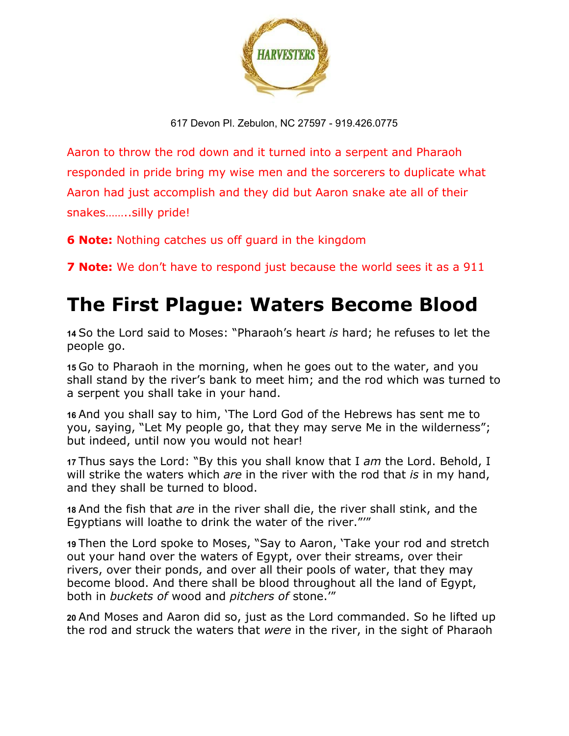Aaron to throw the rod down and it turned into a serpent and Pharaoh responded in pride bring my wise men and the sorcerers to duplicate what Aaron had just accomplish and they did but Aaron snake ate all of their snakes……..silly pride!

**6 Note:** Nothing catches us off guard in the kingdom

**7 Note:** We don't have to respond just because the world sees it as a 911

# The First Plague: Waters Become Blood

**14** So the Lord said to Moses: "Pharaoh's heart *is* hard; he refuses to let the people go.

**15** Go to Pharaoh in the morning, when he goes out to the water, and you shall stand by the river's bank to meet him; and the rod which was turned to a serpent you shall take in your hand.

**16** And you shall say to him, 'The Lord God of the Hebrews has sent me to you, saying, "Let My people go, that they may serve Me in the wilderness"; but indeed, until now you would not hear!

**17** Thus says the Lord: "By this you shall know that I *am* the Lord. Behold, I will strike the waters which *are* in the river with the rod that *is* in my hand, and they shall be turned to blood.

**18** And the fish that *are* in the river shall die, the river shall stink, and the Egyptians will loathe to drink the water of the river."'"

**19** Then the Lord spoke to Moses, "Say to Aaron, 'Take your rod and stretch out your hand over the waters of Egypt, over their streams, over their rivers, over their ponds, and over all their pools of water, that they may become blood. And there shall be blood throughout all the land of Egypt, both in *buckets of* wood and *pitchers of* stone.'"

**20** And Moses and Aaron did so, just as the Lord commanded. So he lifted up the rod and struck the waters that *were* in the river, in the sight of Pharaoh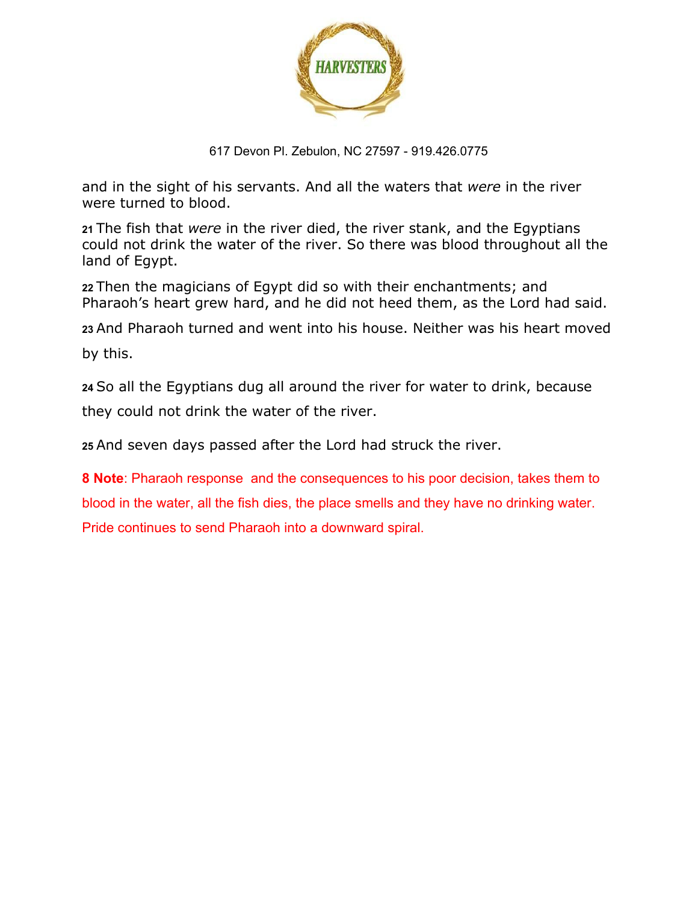and in the sight of his servants. And all the waters that *were* in the river were turned to blood.

**21** The fish that *were* in the river died, the river stank, and the Egyptians could not drink the water of the river. So there was blood throughout all the land of Egypt.

**22** Then the magicians of Egypt did so with their enchantments; and Pharaoh's heart grew hard, and he did not heed them, as the Lord had said.

**23** And Pharaoh turned and went into his house. Neither was his heart moved by this.

**24** So all the Egyptians dug all around the river for water to drink, because they could not drink the water of the river.

**25** And seven days passed after the Lord had struck the river.

**8 Note**: Pharaoh response  and the consequences to his poor decision, takes them to blood in the water, all the fish dies, the place smells and they have no drinking water. Pride continues to send Pharaoh into a downward spiral.